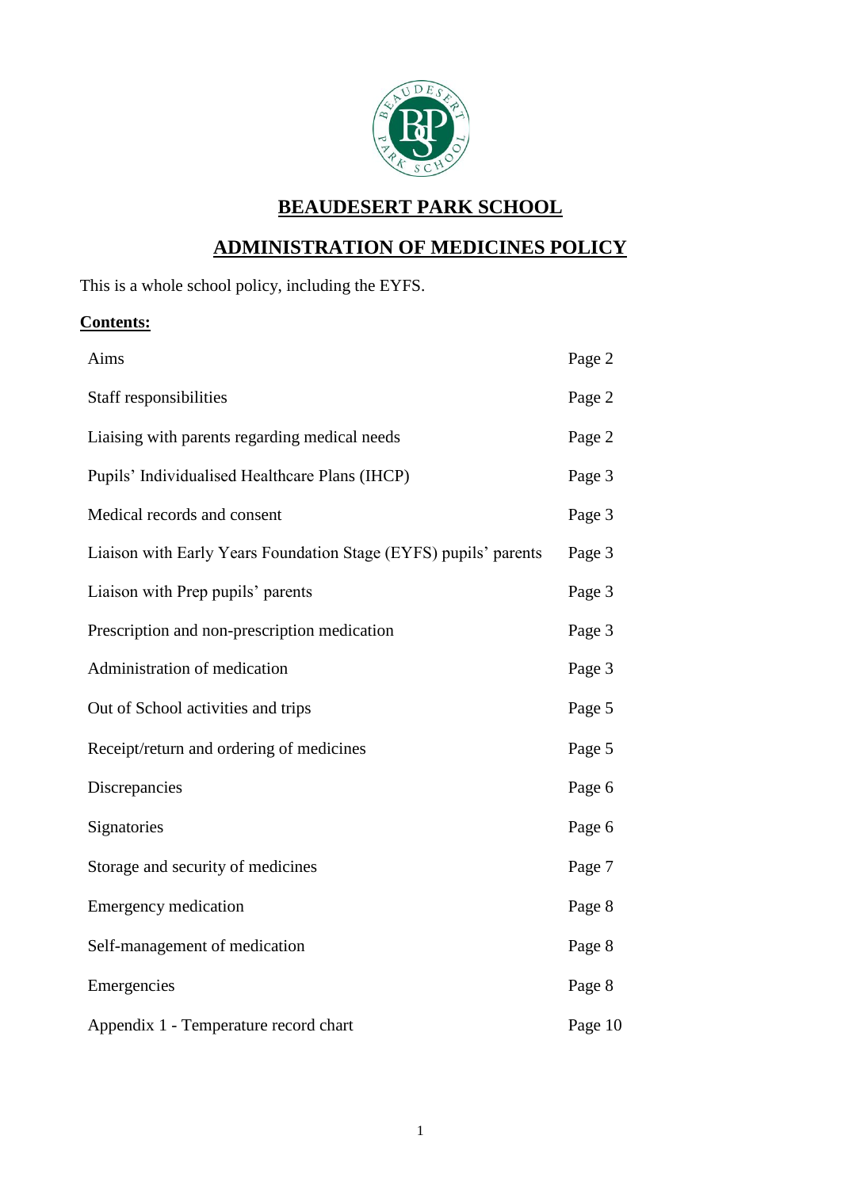# BEAUDESERT PARK SCHOOL

## ADMINISTRATION OF MEDICINES POLICY

This is a whole school policy, including the EYFS.

**Contents:**

| | |
|---|---|
| Aims | Page 2 |
| Staff responsibilities | Page 2 |
| Liaising with parents regarding medical needs | Page 2 |
| Pupils' Individualised Healthcare Plans (IHCP) | Page 3 |
| Medical records and consent | Page 3 |
| Liaison with Early Years Foundation Stage (EYFS) pupils' parents | Page 3 |
| Liaison with Prep pupils' parents | Page 3 |
| Prescription and non-prescription medication | Page 3 |
| Administration of medication | Page 3 |
| Out of School activities and trips | Page 5 |
| Receipt/return and ordering of medicines | Page 5 |
| Discrepancies | Page 6 |
| Signatories | Page 6 |
| Storage and security of medicines | Page 7 |
| Emergency medication | Page 8 |
| Self-management of medication | Page 8 |
| Emergencies | Page 8 |
| Appendix 1 - Temperature record chart | Page 10 |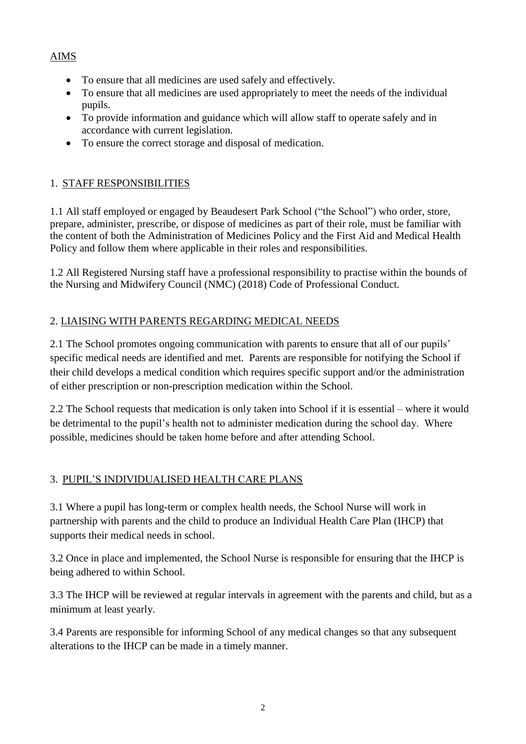## AIMS

- To ensure that all medicines are used safely and effectively.
- To ensure that all medicines are used appropriately to meet the needs of the individual pupils.
- To provide information and guidance which will allow staff to operate safely and in accordance with current legislation.
- To ensure the correct storage and disposal of medication.

## 1. STAFF RESPONSIBILITIES

1.1 All staff employed or engaged by Beaudesert Park School ("the School") who order, store, prepare, administer, prescribe, or dispose of medicines as part of their role, must be familiar with the content of both the Administration of Medicines Policy and the First Aid and Medical Health Policy and follow them where applicable in their roles and responsibilities.

1.2 All Registered Nursing staff have a professional responsibility to practise within the bounds of the Nursing and Midwifery Council (NMC) (2018) Code of Professional Conduct.

## 2. LIAISING WITH PARENTS REGARDING MEDICAL NEEDS

2.1 The School promotes ongoing communication with parents to ensure that all of our pupils' specific medical needs are identified and met. Parents are responsible for notifying the School if their child develops a medical condition which requires specific support and/or the administration of either prescription or non-prescription medication within the School.

2.2 The School requests that medication is only taken into School if it is essential – where it would be detrimental to the pupil's health not to administer medication during the school day. Where possible, medicines should be taken home before and after attending School.

## 3. PUPIL'S INDIVIDUALISED HEALTH CARE PLANS

3.1 Where a pupil has long-term or complex health needs, the School Nurse will work in partnership with parents and the child to produce an Individual Health Care Plan (IHCP) that supports their medical needs in school.

3.2 Once in place and implemented, the School Nurse is responsible for ensuring that the IHCP is being adhered to within School.

3.3 The IHCP will be reviewed at regular intervals in agreement with the parents and child, but as a minimum at least yearly.

3.4 Parents are responsible for informing School of any medical changes so that any subsequent alterations to the IHCP can be made in a timely manner.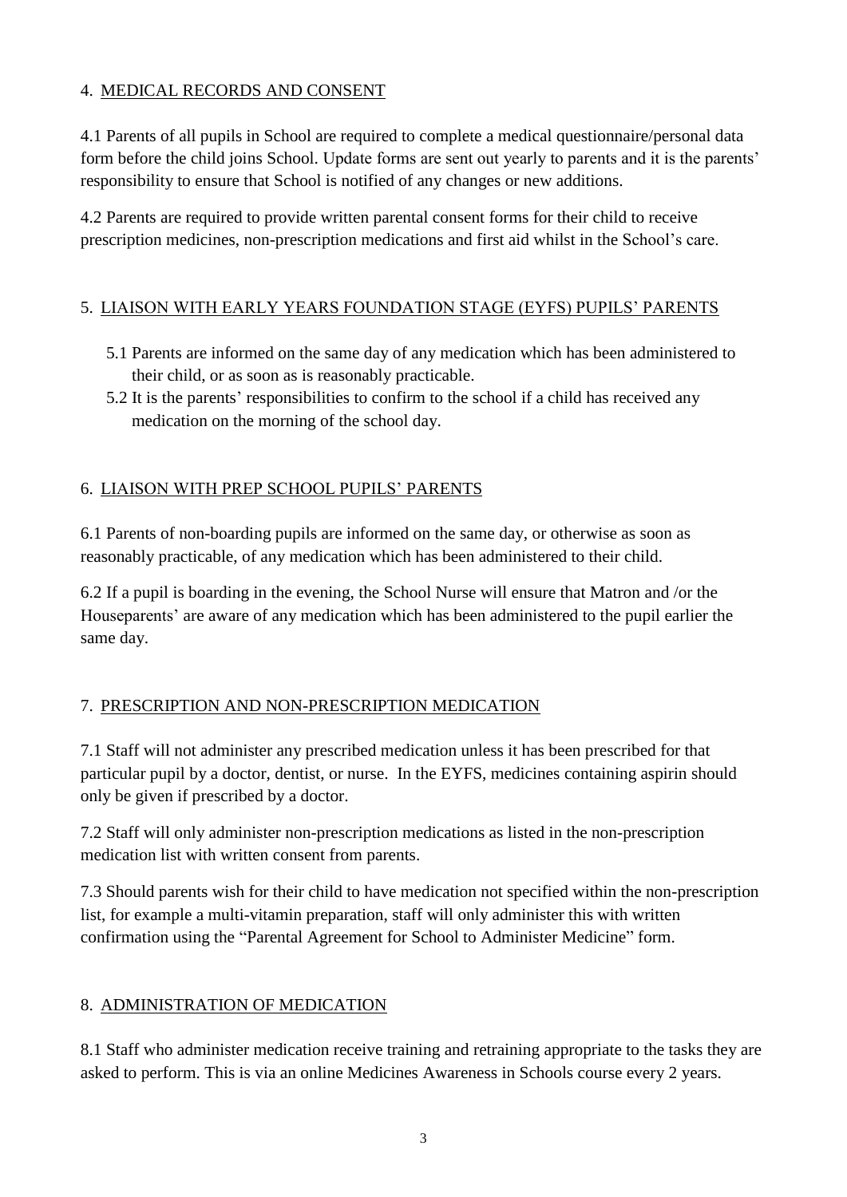## 4. MEDICAL RECORDS AND CONSENT

4.1 Parents of all pupils in School are required to complete a medical questionnaire/personal data form before the child joins School. Update forms are sent out yearly to parents and it is the parents' responsibility to ensure that School is notified of any changes or new additions.

4.2 Parents are required to provide written parental consent forms for their child to receive prescription medicines, non-prescription medications and first aid whilst in the School's care.

## 5. LIAISON WITH EARLY YEARS FOUNDATION STAGE (EYFS) PUPILS' PARENTS

5.1 Parents are informed on the same day of any medication which has been administered to their child, or as soon as is reasonably practicable.

5.2 It is the parents' responsibilities to confirm to the school if a child has received any medication on the morning of the school day.

## 6. LIAISON WITH PREP SCHOOL PUPILS' PARENTS

6.1 Parents of non-boarding pupils are informed on the same day, or otherwise as soon as reasonably practicable, of any medication which has been administered to their child.

6.2 If a pupil is boarding in the evening, the School Nurse will ensure that Matron and /or the Houseparents' are aware of any medication which has been administered to the pupil earlier the same day.

## 7. PRESCRIPTION AND NON-PRESCRIPTION MEDICATION

7.1 Staff will not administer any prescribed medication unless it has been prescribed for that particular pupil by a doctor, dentist, or nurse. In the EYFS, medicines containing aspirin should only be given if prescribed by a doctor.

7.2 Staff will only administer non-prescription medications as listed in the non-prescription medication list with written consent from parents.

7.3 Should parents wish for their child to have medication not specified within the non-prescription list, for example a multi-vitamin preparation, staff will only administer this with written confirmation using the "Parental Agreement for School to Administer Medicine" form.

## 8. ADMINISTRATION OF MEDICATION

8.1 Staff who administer medication receive training and retraining appropriate to the tasks they are asked to perform. This is via an online Medicines Awareness in Schools course every 2 years.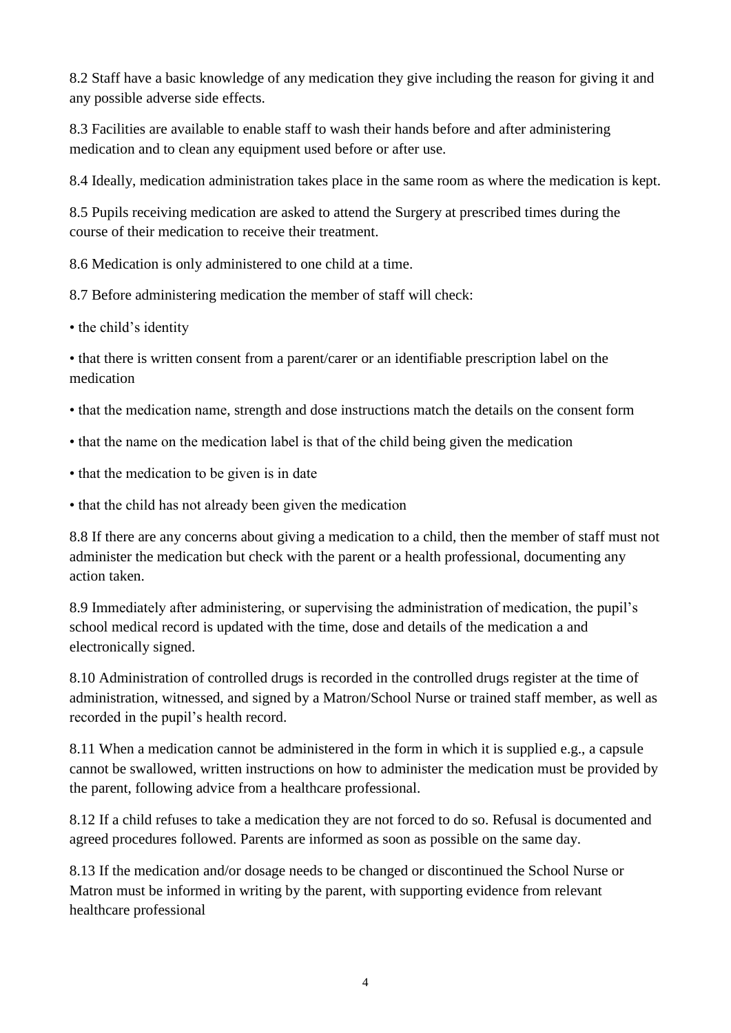8.2 Staff have a basic knowledge of any medication they give including the reason for giving it and any possible adverse side effects.

8.3 Facilities are available to enable staff to wash their hands before and after administering medication and to clean any equipment used before or after use.

8.4 Ideally, medication administration takes place in the same room as where the medication is kept.

8.5 Pupils receiving medication are asked to attend the Surgery at prescribed times during the course of their medication to receive their treatment.

8.6 Medication is only administered to one child at a time.

8.7 Before administering medication the member of staff will check:

- the child's identity
- that there is written consent from a parent/carer or an identifiable prescription label on the medication
- that the medication name, strength and dose instructions match the details on the consent form
- that the name on the medication label is that of the child being given the medication
- that the medication to be given is in date
- that the child has not already been given the medication

8.8 If there are any concerns about giving a medication to a child, then the member of staff must not administer the medication but check with the parent or a health professional, documenting any action taken.

8.9 Immediately after administering, or supervising the administration of medication, the pupil's school medical record is updated with the time, dose and details of the medication a and electronically signed.

8.10 Administration of controlled drugs is recorded in the controlled drugs register at the time of administration, witnessed, and signed by a Matron/School Nurse or trained staff member, as well as recorded in the pupil's health record.

8.11 When a medication cannot be administered in the form in which it is supplied e.g., a capsule cannot be swallowed, written instructions on how to administer the medication must be provided by the parent, following advice from a healthcare professional.

8.12 If a child refuses to take a medication they are not forced to do so. Refusal is documented and agreed procedures followed. Parents are informed as soon as possible on the same day.

8.13 If the medication and/or dosage needs to be changed or discontinued the School Nurse or Matron must be informed in writing by the parent, with supporting evidence from relevant healthcare professional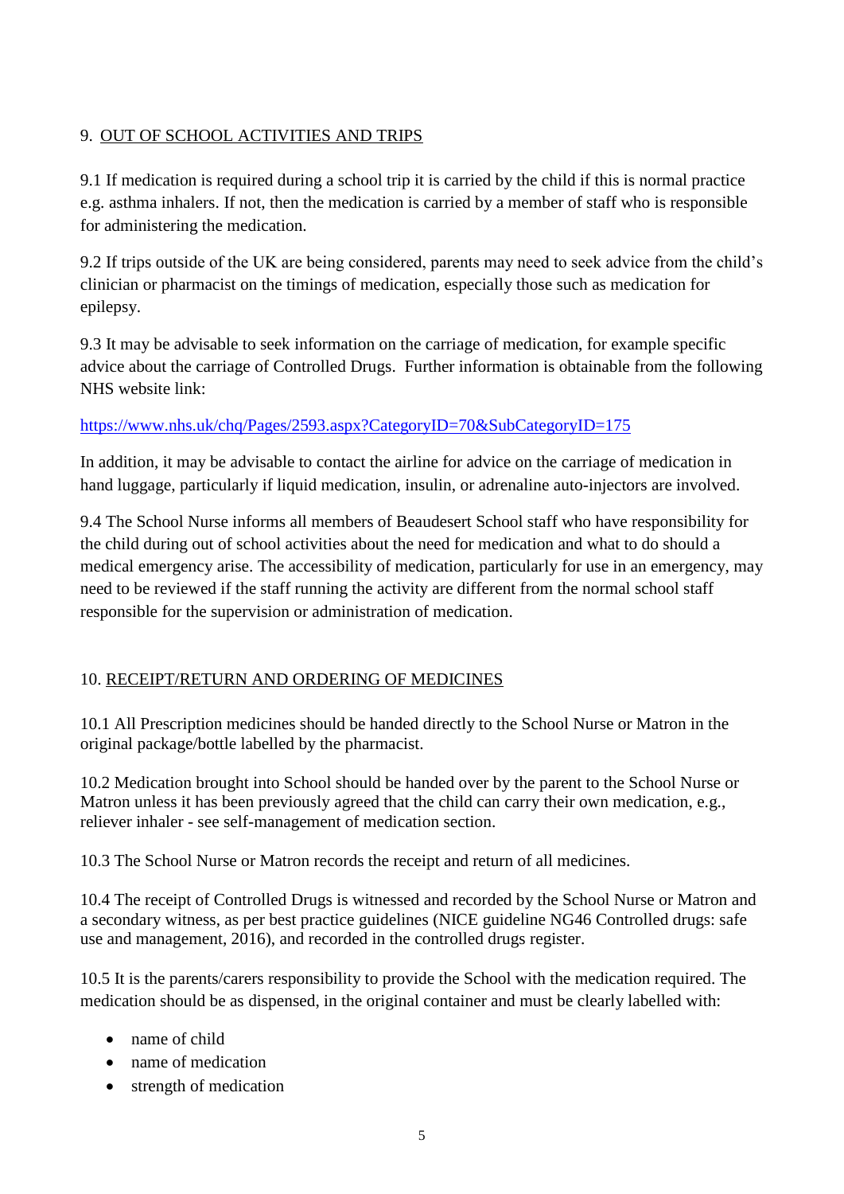## 9. OUT OF SCHOOL ACTIVITIES AND TRIPS

9.1 If medication is required during a school trip it is carried by the child if this is normal practice e.g. asthma inhalers. If not, then the medication is carried by a member of staff who is responsible for administering the medication.

9.2 If trips outside of the UK are being considered, parents may need to seek advice from the child's clinician or pharmacist on the timings of medication, especially those such as medication for epilepsy.

9.3 It may be advisable to seek information on the carriage of medication, for example specific advice about the carriage of Controlled Drugs. Further information is obtainable from the following NHS website link:

https://www.nhs.uk/chq/Pages/2593.aspx?CategoryID=70&SubCategoryID=175

In addition, it may be advisable to contact the airline for advice on the carriage of medication in hand luggage, particularly if liquid medication, insulin, or adrenaline auto-injectors are involved.

9.4 The School Nurse informs all members of Beaudesert School staff who have responsibility for the child during out of school activities about the need for medication and what to do should a medical emergency arise. The accessibility of medication, particularly for use in an emergency, may need to be reviewed if the staff running the activity are different from the normal school staff responsible for the supervision or administration of medication.

## 10. RECEIPT/RETURN AND ORDERING OF MEDICINES

10.1 All Prescription medicines should be handed directly to the School Nurse or Matron in the original package/bottle labelled by the pharmacist.

10.2 Medication brought into School should be handed over by the parent to the School Nurse or Matron unless it has been previously agreed that the child can carry their own medication, e.g., reliever inhaler - see self-management of medication section.

10.3 The School Nurse or Matron records the receipt and return of all medicines.

10.4 The receipt of Controlled Drugs is witnessed and recorded by the School Nurse or Matron and a secondary witness, as per best practice guidelines (NICE guideline NG46 Controlled drugs: safe use and management, 2016), and recorded in the controlled drugs register.

10.5 It is the parents/carers responsibility to provide the School with the medication required. The medication should be as dispensed, in the original container and must be clearly labelled with:

- name of child
- name of medication
- strength of medication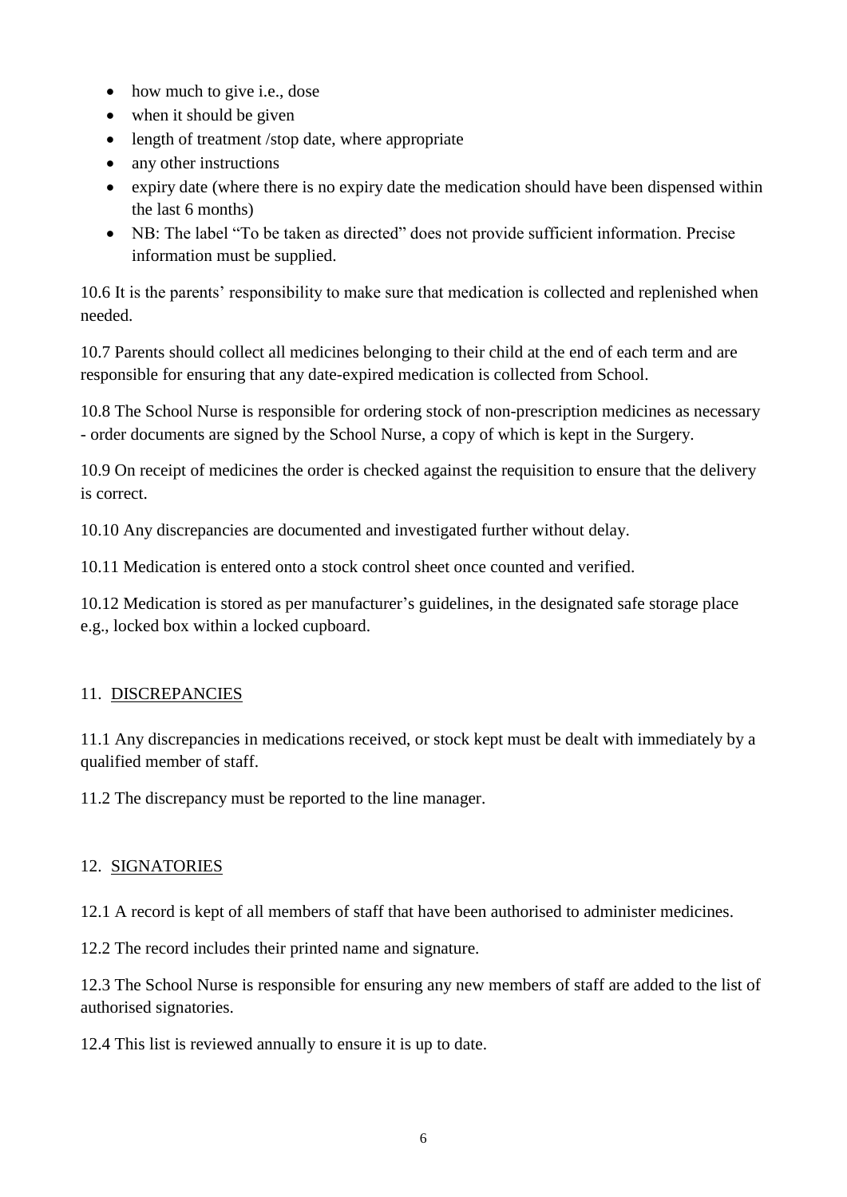- how much to give i.e., dose
- when it should be given
- length of treatment /stop date, where appropriate
- any other instructions
- expiry date (where there is no expiry date the medication should have been dispensed within the last 6 months)
- NB: The label "To be taken as directed" does not provide sufficient information. Precise information must be supplied.

10.6 It is the parents' responsibility to make sure that medication is collected and replenished when needed.

10.7 Parents should collect all medicines belonging to their child at the end of each term and are responsible for ensuring that any date-expired medication is collected from School.

10.8 The School Nurse is responsible for ordering stock of non-prescription medicines as necessary - order documents are signed by the School Nurse, a copy of which is kept in the Surgery.

10.9 On receipt of medicines the order is checked against the requisition to ensure that the delivery is correct.

10.10 Any discrepancies are documented and investigated further without delay.

10.11 Medication is entered onto a stock control sheet once counted and verified.

10.12 Medication is stored as per manufacturer's guidelines, in the designated safe storage place e.g., locked box within a locked cupboard.

## 11. DISCREPANCIES

11.1 Any discrepancies in medications received, or stock kept must be dealt with immediately by a qualified member of staff.

11.2 The discrepancy must be reported to the line manager.

## 12. SIGNATORIES

12.1 A record is kept of all members of staff that have been authorised to administer medicines.

12.2 The record includes their printed name and signature.

12.3 The School Nurse is responsible for ensuring any new members of staff are added to the list of authorised signatories.

12.4 This list is reviewed annually to ensure it is up to date.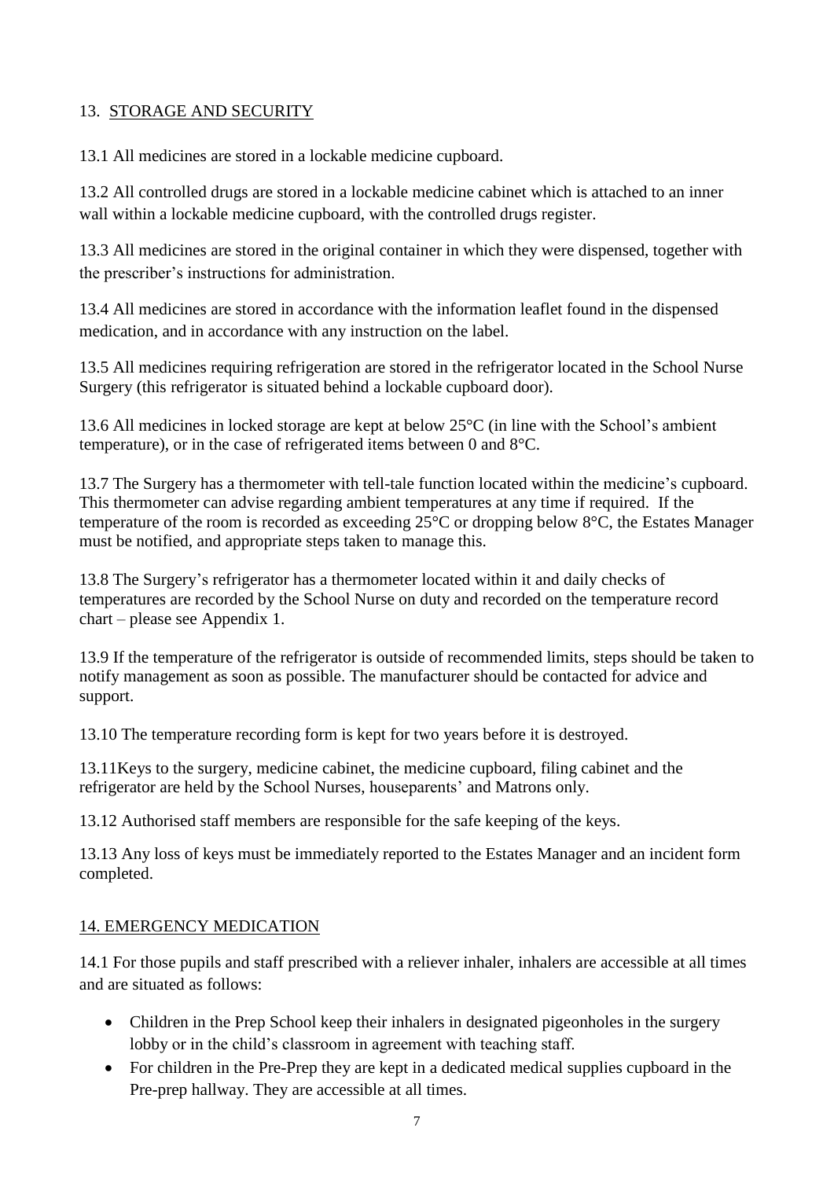## 13. <u>STORAGE AND SECURITY</u>

13.1 All medicines are stored in a lockable medicine cupboard.

13.2 All controlled drugs are stored in a lockable medicine cabinet which is attached to an inner wall within a lockable medicine cupboard, with the controlled drugs register.

13.3 All medicines are stored in the original container in which they were dispensed, together with the prescriber's instructions for administration.

13.4 All medicines are stored in accordance with the information leaflet found in the dispensed medication, and in accordance with any instruction on the label.

13.5 All medicines requiring refrigeration are stored in the refrigerator located in the School Nurse Surgery (this refrigerator is situated behind a lockable cupboard door).

13.6 All medicines in locked storage are kept at below 25°C (in line with the School's ambient temperature), or in the case of refrigerated items between 0 and 8°C.

13.7 The Surgery has a thermometer with tell-tale function located within the medicine's cupboard. This thermometer can advise regarding ambient temperatures at any time if required. If the temperature of the room is recorded as exceeding 25°C or dropping below 8°C, the Estates Manager must be notified, and appropriate steps taken to manage this.

13.8 The Surgery's refrigerator has a thermometer located within it and daily checks of temperatures are recorded by the School Nurse on duty and recorded on the temperature record chart – please see Appendix 1.

13.9 If the temperature of the refrigerator is outside of recommended limits, steps should be taken to notify management as soon as possible. The manufacturer should be contacted for advice and support.

13.10 The temperature recording form is kept for two years before it is destroyed.

13.11Keys to the surgery, medicine cabinet, the medicine cupboard, filing cabinet and the refrigerator are held by the School Nurses, houseparents' and Matrons only.

13.12 Authorised staff members are responsible for the safe keeping of the keys.

13.13 Any loss of keys must be immediately reported to the Estates Manager and an incident form completed.

## <u>14. EMERGENCY MEDICATION</u>

14.1 For those pupils and staff prescribed with a reliever inhaler, inhalers are accessible at all times and are situated as follows:

- Children in the Prep School keep their inhalers in designated pigeonholes in the surgery lobby or in the child's classroom in agreement with teaching staff.
- For children in the Pre-Prep they are kept in a dedicated medical supplies cupboard in the Pre-prep hallway. They are accessible at all times.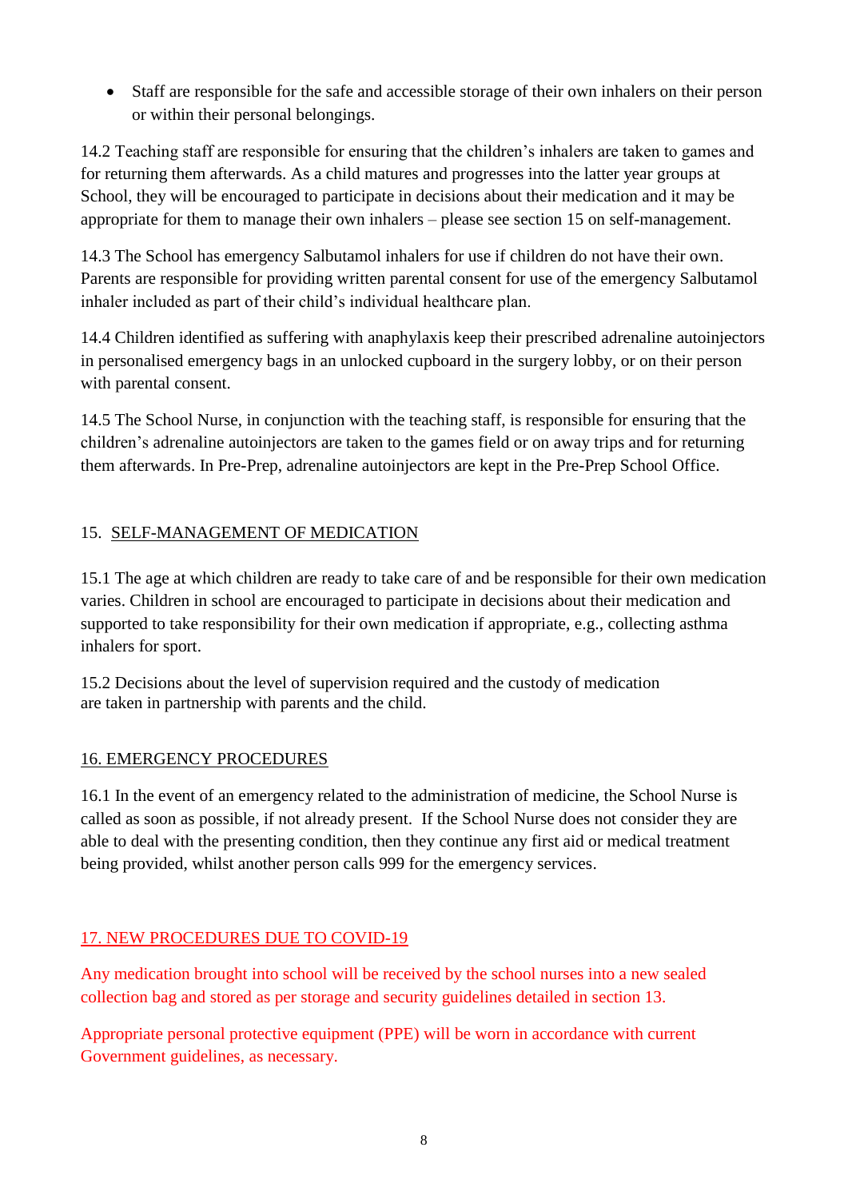- Staff are responsible for the safe and accessible storage of their own inhalers on their person or within their personal belongings.

14.2 Teaching staff are responsible for ensuring that the children's inhalers are taken to games and for returning them afterwards. As a child matures and progresses into the latter year groups at School, they will be encouraged to participate in decisions about their medication and it may be appropriate for them to manage their own inhalers – please see section 15 on self-management.

14.3 The School has emergency Salbutamol inhalers for use if children do not have their own. Parents are responsible for providing written parental consent for use of the emergency Salbutamol inhaler included as part of their child's individual healthcare plan.

14.4 Children identified as suffering with anaphylaxis keep their prescribed adrenaline autoinjectors in personalised emergency bags in an unlocked cupboard in the surgery lobby, or on their person with parental consent.

14.5 The School Nurse, in conjunction with the teaching staff, is responsible for ensuring that the children's adrenaline autoinjectors are taken to the games field or on away trips and for returning them afterwards. In Pre-Prep, adrenaline autoinjectors are kept in the Pre-Prep School Office.

## 15. SELF-MANAGEMENT OF MEDICATION

15.1 The age at which children are ready to take care of and be responsible for their own medication varies. Children in school are encouraged to participate in decisions about their medication and supported to take responsibility for their own medication if appropriate, e.g., collecting asthma inhalers for sport.

15.2 Decisions about the level of supervision required and the custody of medication are taken in partnership with parents and the child.

## 16. EMERGENCY PROCEDURES

16.1 In the event of an emergency related to the administration of medicine, the School Nurse is called as soon as possible, if not already present. If the School Nurse does not consider they are able to deal with the presenting condition, then they continue any first aid or medical treatment being provided, whilst another person calls 999 for the emergency services.

## 17. NEW PROCEDURES DUE TO COVID-19

Any medication brought into school will be received by the school nurses into a new sealed collection bag and stored as per storage and security guidelines detailed in section 13.

Appropriate personal protective equipment (PPE) will be worn in accordance with current Government guidelines, as necessary.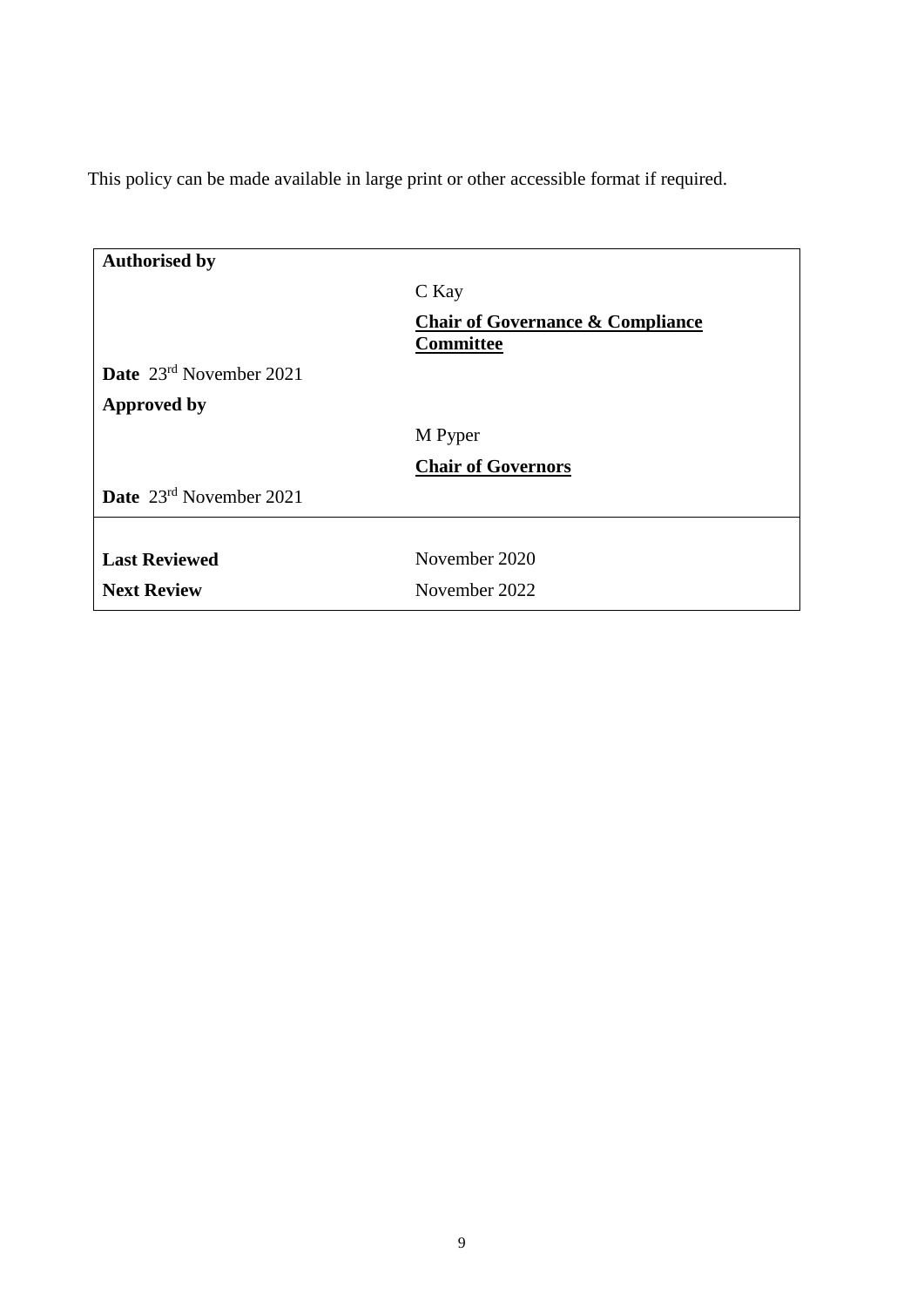This policy can be made available in large print or other accessible format if required.

| **Authorised by** | |
|---|---|
| | C Kay |
| | **<u>Chair of Governance & Compliance Committee</u>** |
| **Date** 23rd November 2021 | |
| **Approved by** | |
| | M Pyper |
| | **<u>Chair of Governors</u>** |
| **Date** 23rd November 2021 | |
| | |
| **Last Reviewed** | November 2020 |
| **Next Review** | November 2022 |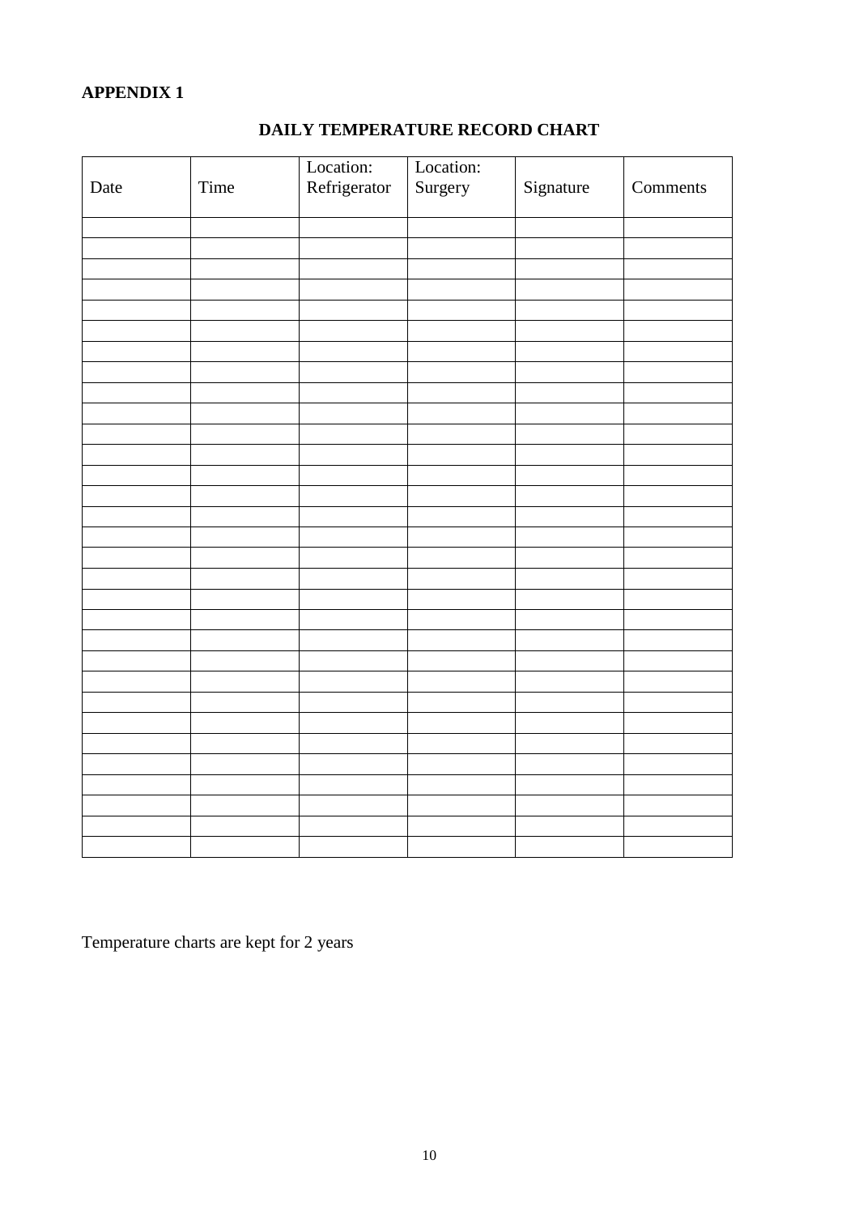**APPENDIX 1**

**DAILY TEMPERATURE RECORD CHART**

| Date | Time | Location: Refrigerator | Location: Surgery | Signature | Comments |
|---|---|---|---|---|---|
| | | | | | |
| | | | | | |
| | | | | | |
| | | | | | |
| | | | | | |
| | | | | | |
| | | | | | |
| | | | | | |
| | | | | | |
| | | | | | |
| | | | | | |
| | | | | | |
| | | | | | |
| | | | | | |
| | | | | | |
| | | | | | |
| | | | | | |
| | | | | | |
| | | | | | |
| | | | | | |
| | | | | | |
| | | | | | |
| | | | | | |
| | | | | | |
| | | | | | |
| | | | | | |
| | | | | | |
| | | | | | |
| | | | | | |
| | | | | | |
| | | | | | |

Temperature charts are kept for 2 years